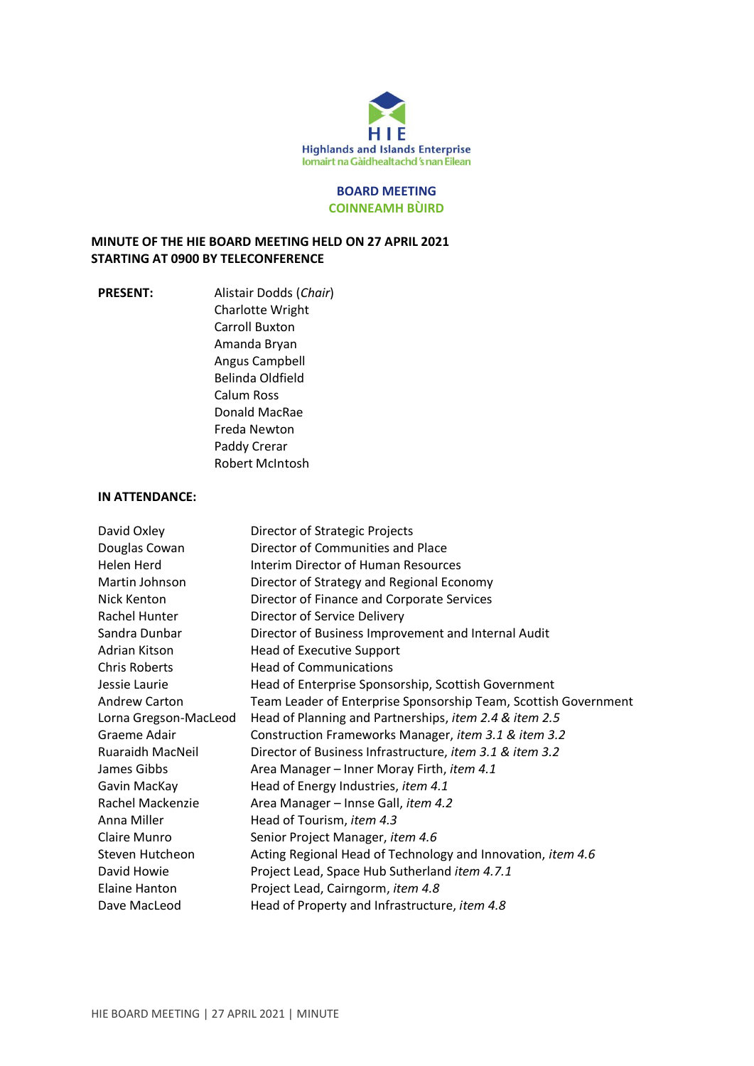HIE
Highlands and Islands Enterprise
Iomairt na Gàidhealtachd 's nan Eilean

**BOARD MEETING**
**COINNEAMH BÙIRD**

**MINUTE OF THE HIE BOARD MEETING HELD ON 27 APRIL 2021 STARTING AT 0900 BY TELECONFERENCE**

**PRESENT:**

Alistair Dodds (*Chair*)
Charlotte Wright
Carroll Buxton
Amanda Bryan
Angus Campbell
Belinda Oldfield
Calum Ross
Donald MacRae
Freda Newton
Paddy Crerar
Robert McIntosh

**IN ATTENDANCE:**

| | |
|---|---|
| David Oxley | Director of Strategic Projects |
| Douglas Cowan | Director of Communities and Place |
| Helen Herd | Interim Director of Human Resources |
| Martin Johnson | Director of Strategy and Regional Economy |
| Nick Kenton | Director of Finance and Corporate Services |
| Rachel Hunter | Director of Service Delivery |
| Sandra Dunbar | Director of Business Improvement and Internal Audit |
| Adrian Kitson | Head of Executive Support |
| Chris Roberts | Head of Communications |
| Jessie Laurie | Head of Enterprise Sponsorship, Scottish Government |
| Andrew Carton | Team Leader of Enterprise Sponsorship Team, Scottish Government |
| Lorna Gregson-MacLeod | Head of Planning and Partnerships, *item 2.4 & item 2.5* |
| Graeme Adair | Construction Frameworks Manager, *item 3.1 & item 3.2* |
| Ruaraidh MacNeil | Director of Business Infrastructure, *item 3.1 & item 3.2* |
| James Gibbs | Area Manager – Inner Moray Firth, *item 4.1* |
| Gavin MacKay | Head of Energy Industries, *item 4.1* |
| Rachel Mackenzie | Area Manager – Innse Gall, *item 4.2* |
| Anna Miller | Head of Tourism, *item 4.3* |
| Claire Munro | Senior Project Manager, *item 4.6* |
| Steven Hutcheon | Acting Regional Head of Technology and Innovation, *item 4.6* |
| David Howie | Project Lead, Space Hub Sutherland *item 4.7.1* |
| Elaine Hanton | Project Lead, Cairngorm, *item 4.8* |
| Dave MacLeod | Head of Property and Infrastructure, *item 4.8* |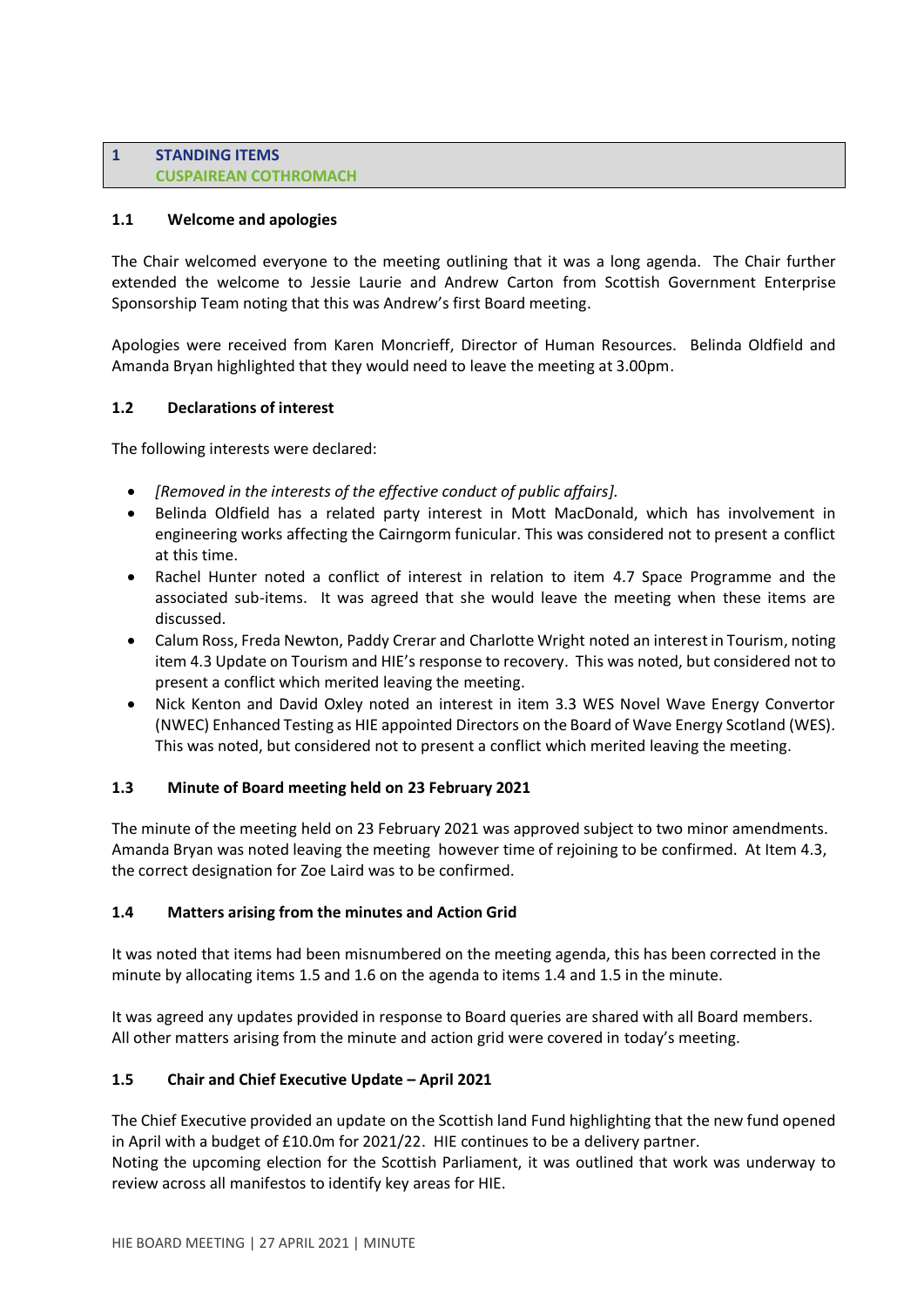## 1 STANDING ITEMS
## CUSPAIREAN COTHROMACH

### 1.1 Welcome and apologies

The Chair welcomed everyone to the meeting outlining that it was a long agenda. The Chair further extended the welcome to Jessie Laurie and Andrew Carton from Scottish Government Enterprise Sponsorship Team noting that this was Andrew's first Board meeting.

Apologies were received from Karen Moncrieff, Director of Human Resources. Belinda Oldfield and Amanda Bryan highlighted that they would need to leave the meeting at 3.00pm.

### 1.2 Declarations of interest

The following interests were declared:

- *[Removed in the interests of the effective conduct of public affairs].*
- Belinda Oldfield has a related party interest in Mott MacDonald, which has involvement in engineering works affecting the Cairngorm funicular. This was considered not to present a conflict at this time.
- Rachel Hunter noted a conflict of interest in relation to item 4.7 Space Programme and the associated sub-items. It was agreed that she would leave the meeting when these items are discussed.
- Calum Ross, Freda Newton, Paddy Crerar and Charlotte Wright noted an interest in Tourism, noting item 4.3 Update on Tourism and HIE's response to recovery. This was noted, but considered not to present a conflict which merited leaving the meeting.
- Nick Kenton and David Oxley noted an interest in item 3.3 WES Novel Wave Energy Convertor (NWEC) Enhanced Testing as HIE appointed Directors on the Board of Wave Energy Scotland (WES). This was noted, but considered not to present a conflict which merited leaving the meeting.

### 1.3 Minute of Board meeting held on 23 February 2021

The minute of the meeting held on 23 February 2021 was approved subject to two minor amendments. Amanda Bryan was noted leaving the meeting however time of rejoining to be confirmed. At Item 4.3, the correct designation for Zoe Laird was to be confirmed.

### 1.4 Matters arising from the minutes and Action Grid

It was noted that items had been misnumbered on the meeting agenda, this has been corrected in the minute by allocating items 1.5 and 1.6 on the agenda to items 1.4 and 1.5 in the minute.

It was agreed any updates provided in response to Board queries are shared with all Board members. All other matters arising from the minute and action grid were covered in today's meeting.

### 1.5 Chair and Chief Executive Update – April 2021

The Chief Executive provided an update on the Scottish land Fund highlighting that the new fund opened in April with a budget of £10.0m for 2021/22. HIE continues to be a delivery partner.
Noting the upcoming election for the Scottish Parliament, it was outlined that work was underway to review across all manifestos to identify key areas for HIE.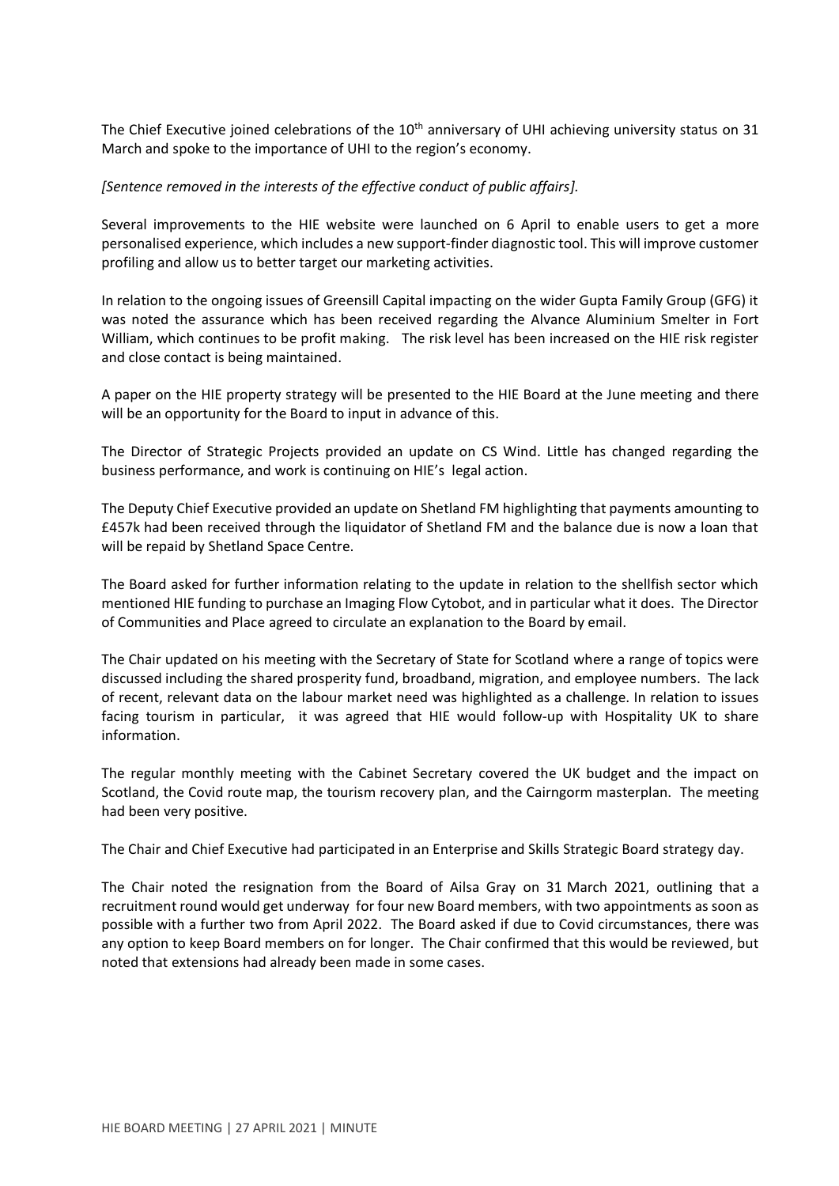The Chief Executive joined celebrations of the 10th anniversary of UHI achieving university status on 31 March and spoke to the importance of UHI to the region's economy.

*[Sentence removed in the interests of the effective conduct of public affairs].*

Several improvements to the HIE website were launched on 6 April to enable users to get a more personalised experience, which includes a new support-finder diagnostic tool. This will improve customer profiling and allow us to better target our marketing activities.

In relation to the ongoing issues of Greensill Capital impacting on the wider Gupta Family Group (GFG) it was noted the assurance which has been received regarding the Alvance Aluminium Smelter in Fort William, which continues to be profit making. The risk level has been increased on the HIE risk register and close contact is being maintained.

A paper on the HIE property strategy will be presented to the HIE Board at the June meeting and there will be an opportunity for the Board to input in advance of this.

The Director of Strategic Projects provided an update on CS Wind. Little has changed regarding the business performance, and work is continuing on HIE's legal action.

The Deputy Chief Executive provided an update on Shetland FM highlighting that payments amounting to £457k had been received through the liquidator of Shetland FM and the balance due is now a loan that will be repaid by Shetland Space Centre.

The Board asked for further information relating to the update in relation to the shellfish sector which mentioned HIE funding to purchase an Imaging Flow Cytobot, and in particular what it does. The Director of Communities and Place agreed to circulate an explanation to the Board by email.

The Chair updated on his meeting with the Secretary of State for Scotland where a range of topics were discussed including the shared prosperity fund, broadband, migration, and employee numbers. The lack of recent, relevant data on the labour market need was highlighted as a challenge. In relation to issues facing tourism in particular, it was agreed that HIE would follow-up with Hospitality UK to share information.

The regular monthly meeting with the Cabinet Secretary covered the UK budget and the impact on Scotland, the Covid route map, the tourism recovery plan, and the Cairngorm masterplan. The meeting had been very positive.

The Chair and Chief Executive had participated in an Enterprise and Skills Strategic Board strategy day.

The Chair noted the resignation from the Board of Ailsa Gray on 31 March 2021, outlining that a recruitment round would get underway for four new Board members, with two appointments as soon as possible with a further two from April 2022. The Board asked if due to Covid circumstances, there was any option to keep Board members on for longer. The Chair confirmed that this would be reviewed, but noted that extensions had already been made in some cases.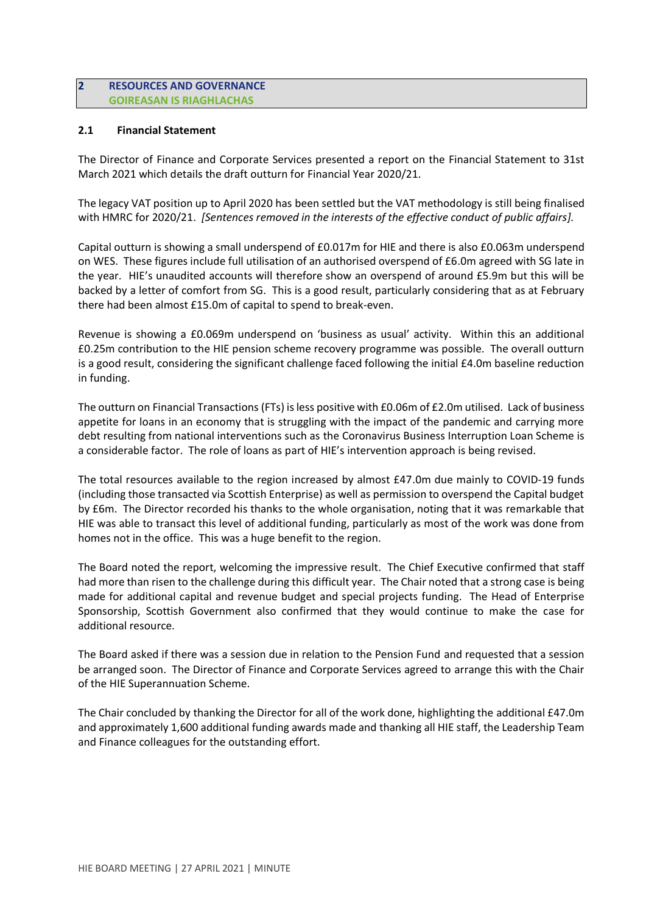## 2 RESOURCES AND GOVERNANCE
## GOIREASAN IS RIAGHLACHAS

### 2.1 Financial Statement

The Director of Finance and Corporate Services presented a report on the Financial Statement to 31st March 2021 which details the draft outturn for Financial Year 2020/21.

The legacy VAT position up to April 2020 has been settled but the VAT methodology is still being finalised with HMRC for 2020/21. *[Sentences removed in the interests of the effective conduct of public affairs].*

Capital outturn is showing a small underspend of £0.017m for HIE and there is also £0.063m underspend on WES. These figures include full utilisation of an authorised overspend of £6.0m agreed with SG late in the year. HIE's unaudited accounts will therefore show an overspend of around £5.9m but this will be backed by a letter of comfort from SG. This is a good result, particularly considering that as at February there had been almost £15.0m of capital to spend to break-even.

Revenue is showing a £0.069m underspend on 'business as usual' activity. Within this an additional £0.25m contribution to the HIE pension scheme recovery programme was possible. The overall outturn is a good result, considering the significant challenge faced following the initial £4.0m baseline reduction in funding.

The outturn on Financial Transactions (FTs) is less positive with £0.06m of £2.0m utilised. Lack of business appetite for loans in an economy that is struggling with the impact of the pandemic and carrying more debt resulting from national interventions such as the Coronavirus Business Interruption Loan Scheme is a considerable factor. The role of loans as part of HIE's intervention approach is being revised.

The total resources available to the region increased by almost £47.0m due mainly to COVID-19 funds (including those transacted via Scottish Enterprise) as well as permission to overspend the Capital budget by £6m. The Director recorded his thanks to the whole organisation, noting that it was remarkable that HIE was able to transact this level of additional funding, particularly as most of the work was done from homes not in the office. This was a huge benefit to the region.

The Board noted the report, welcoming the impressive result. The Chief Executive confirmed that staff had more than risen to the challenge during this difficult year. The Chair noted that a strong case is being made for additional capital and revenue budget and special projects funding. The Head of Enterprise Sponsorship, Scottish Government also confirmed that they would continue to make the case for additional resource.

The Board asked if there was a session due in relation to the Pension Fund and requested that a session be arranged soon. The Director of Finance and Corporate Services agreed to arrange this with the Chair of the HIE Superannuation Scheme.

The Chair concluded by thanking the Director for all of the work done, highlighting the additional £47.0m and approximately 1,600 additional funding awards made and thanking all HIE staff, the Leadership Team and Finance colleagues for the outstanding effort.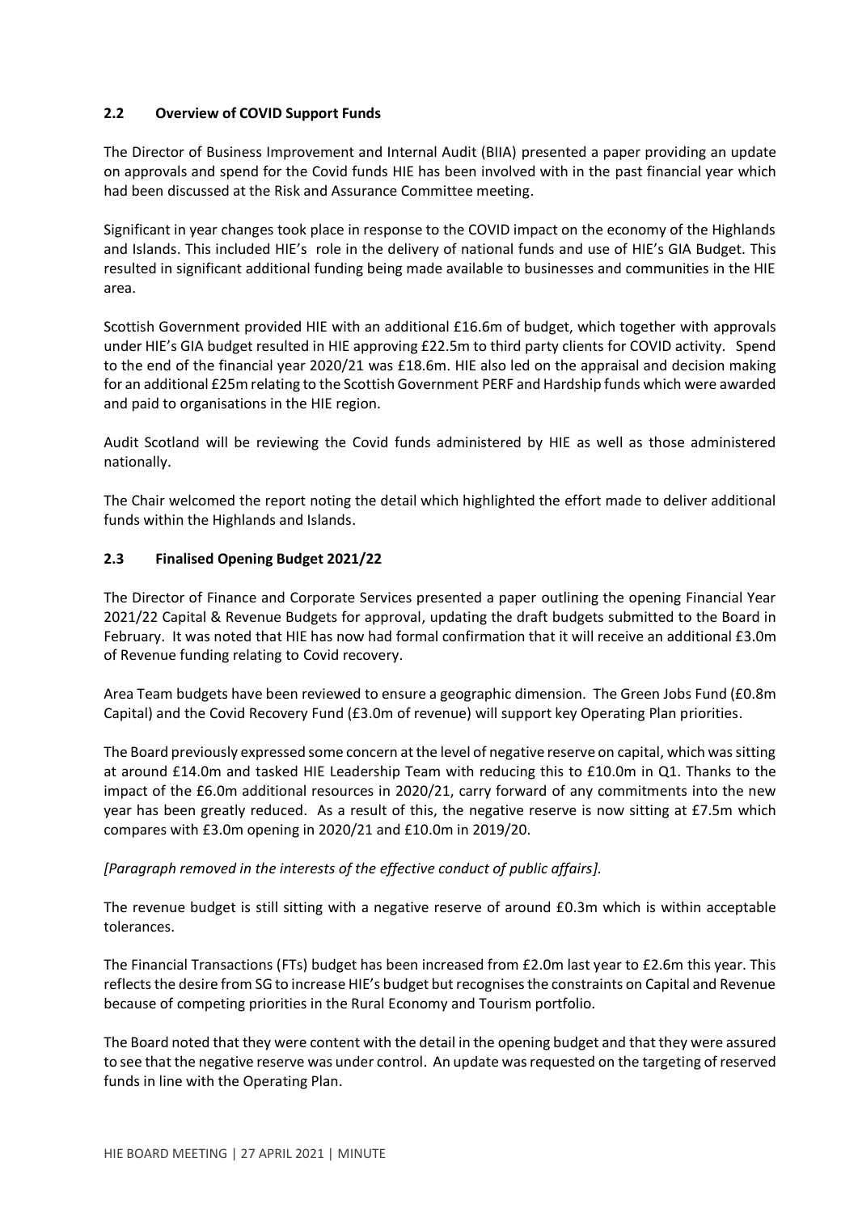## 2.2 Overview of COVID Support Funds

The Director of Business Improvement and Internal Audit (BIIA) presented a paper providing an update on approvals and spend for the Covid funds HIE has been involved with in the past financial year which had been discussed at the Risk and Assurance Committee meeting.

Significant in year changes took place in response to the COVID impact on the economy of the Highlands and Islands. This included HIE's role in the delivery of national funds and use of HIE's GIA Budget. This resulted in significant additional funding being made available to businesses and communities in the HIE area.

Scottish Government provided HIE with an additional £16.6m of budget, which together with approvals under HIE's GIA budget resulted in HIE approving £22.5m to third party clients for COVID activity. Spend to the end of the financial year 2020/21 was £18.6m. HIE also led on the appraisal and decision making for an additional £25m relating to the Scottish Government PERF and Hardship funds which were awarded and paid to organisations in the HIE region.

Audit Scotland will be reviewing the Covid funds administered by HIE as well as those administered nationally.

The Chair welcomed the report noting the detail which highlighted the effort made to deliver additional funds within the Highlands and Islands.

## 2.3 Finalised Opening Budget 2021/22

The Director of Finance and Corporate Services presented a paper outlining the opening Financial Year 2021/22 Capital & Revenue Budgets for approval, updating the draft budgets submitted to the Board in February. It was noted that HIE has now had formal confirmation that it will receive an additional £3.0m of Revenue funding relating to Covid recovery.

Area Team budgets have been reviewed to ensure a geographic dimension. The Green Jobs Fund (£0.8m Capital) and the Covid Recovery Fund (£3.0m of revenue) will support key Operating Plan priorities.

The Board previously expressed some concern at the level of negative reserve on capital, which was sitting at around £14.0m and tasked HIE Leadership Team with reducing this to £10.0m in Q1. Thanks to the impact of the £6.0m additional resources in 2020/21, carry forward of any commitments into the new year has been greatly reduced. As a result of this, the negative reserve is now sitting at £7.5m which compares with £3.0m opening in 2020/21 and £10.0m in 2019/20.

*[Paragraph removed in the interests of the effective conduct of public affairs].*

The revenue budget is still sitting with a negative reserve of around £0.3m which is within acceptable tolerances.

The Financial Transactions (FTs) budget has been increased from £2.0m last year to £2.6m this year. This reflects the desire from SG to increase HIE's budget but recognises the constraints on Capital and Revenue because of competing priorities in the Rural Economy and Tourism portfolio.

The Board noted that they were content with the detail in the opening budget and that they were assured to see that the negative reserve was under control. An update was requested on the targeting of reserved funds in line with the Operating Plan.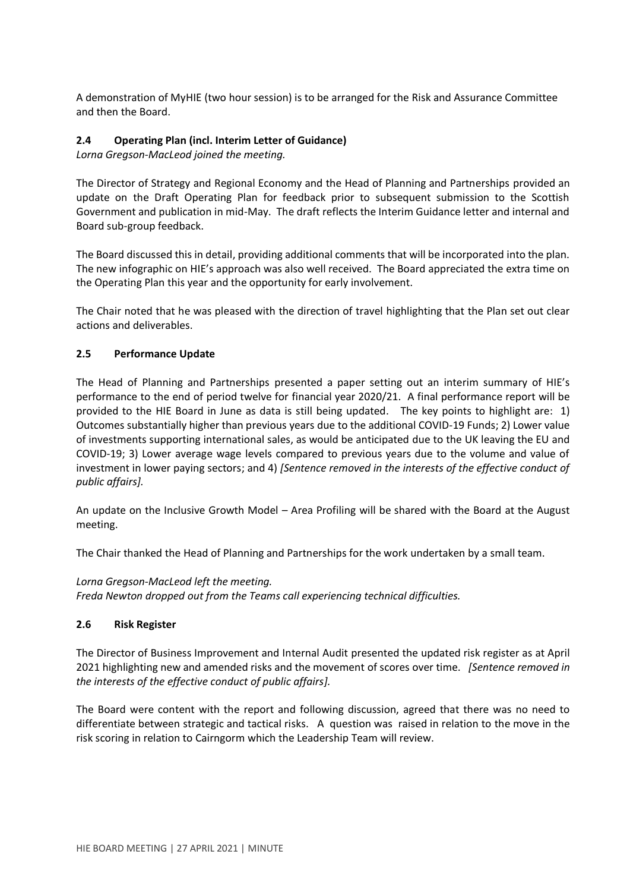A demonstration of MyHIE (two hour session) is to be arranged for the Risk and Assurance Committee and then the Board.

### 2.4 Operating Plan (incl. Interim Letter of Guidance)

*Lorna Gregson-MacLeod joined the meeting.*

The Director of Strategy and Regional Economy and the Head of Planning and Partnerships provided an update on the Draft Operating Plan for feedback prior to subsequent submission to the Scottish Government and publication in mid-May. The draft reflects the Interim Guidance letter and internal and Board sub-group feedback.

The Board discussed this in detail, providing additional comments that will be incorporated into the plan. The new infographic on HIE's approach was also well received. The Board appreciated the extra time on the Operating Plan this year and the opportunity for early involvement.

The Chair noted that he was pleased with the direction of travel highlighting that the Plan set out clear actions and deliverables.

### 2.5 Performance Update

The Head of Planning and Partnerships presented a paper setting out an interim summary of HIE's performance to the end of period twelve for financial year 2020/21. A final performance report will be provided to the HIE Board in June as data is still being updated. The key points to highlight are: 1) Outcomes substantially higher than previous years due to the additional COVID-19 Funds; 2) Lower value of investments supporting international sales, as would be anticipated due to the UK leaving the EU and COVID-19; 3) Lower average wage levels compared to previous years due to the volume and value of investment in lower paying sectors; and 4) *[Sentence removed in the interests of the effective conduct of public affairs].*

An update on the Inclusive Growth Model – Area Profiling will be shared with the Board at the August meeting.

The Chair thanked the Head of Planning and Partnerships for the work undertaken by a small team.

*Lorna Gregson-MacLeod left the meeting.*
*Freda Newton dropped out from the Teams call experiencing technical difficulties.*

### 2.6 Risk Register

The Director of Business Improvement and Internal Audit presented the updated risk register as at April 2021 highlighting new and amended risks and the movement of scores over time. *[Sentence removed in the interests of the effective conduct of public affairs].*

The Board were content with the report and following discussion, agreed that there was no need to differentiate between strategic and tactical risks. A question was raised in relation to the move in the risk scoring in relation to Cairngorm which the Leadership Team will review.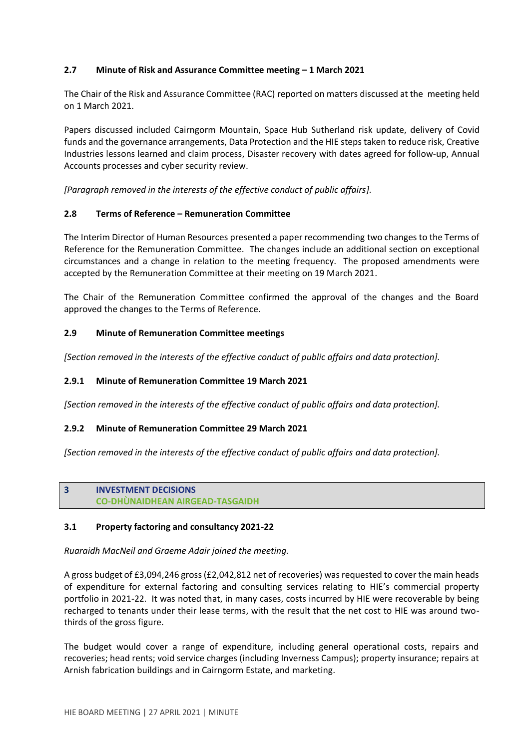### 2.7 Minute of Risk and Assurance Committee meeting – 1 March 2021

The Chair of the Risk and Assurance Committee (RAC) reported on matters discussed at the meeting held on 1 March 2021.

Papers discussed included Cairngorm Mountain, Space Hub Sutherland risk update, delivery of Covid funds and the governance arrangements, Data Protection and the HIE steps taken to reduce risk, Creative Industries lessons learned and claim process, Disaster recovery with dates agreed for follow-up, Annual Accounts processes and cyber security review.

*[Paragraph removed in the interests of the effective conduct of public affairs].*

### 2.8 Terms of Reference – Remuneration Committee

The Interim Director of Human Resources presented a paper recommending two changes to the Terms of Reference for the Remuneration Committee. The changes include an additional section on exceptional circumstances and a change in relation to the meeting frequency. The proposed amendments were accepted by the Remuneration Committee at their meeting on 19 March 2021.

The Chair of the Remuneration Committee confirmed the approval of the changes and the Board approved the changes to the Terms of Reference.

### 2.9 Minute of Remuneration Committee meetings

*[Section removed in the interests of the effective conduct of public affairs and data protection].*

#### 2.9.1 Minute of Remuneration Committee 19 March 2021

*[Section removed in the interests of the effective conduct of public affairs and data protection].*

#### 2.9.2 Minute of Remuneration Committee 29 March 2021

*[Section removed in the interests of the effective conduct of public affairs and data protection].*

## 3 INVESTMENT DECISIONS
## CO-DHÙNAIDHEAN AIRGEAD-TASGAIDH

### 3.1 Property factoring and consultancy 2021-22

*Ruaraidh MacNeil and Graeme Adair joined the meeting.*

A gross budget of £3,094,246 gross (£2,042,812 net of recoveries) was requested to cover the main heads of expenditure for external factoring and consulting services relating to HIE's commercial property portfolio in 2021-22. It was noted that, in many cases, costs incurred by HIE were recoverable by being recharged to tenants under their lease terms, with the result that the net cost to HIE was around two-thirds of the gross figure.

The budget would cover a range of expenditure, including general operational costs, repairs and recoveries; head rents; void service charges (including Inverness Campus); property insurance; repairs at Arnish fabrication buildings and in Cairngorm Estate, and marketing.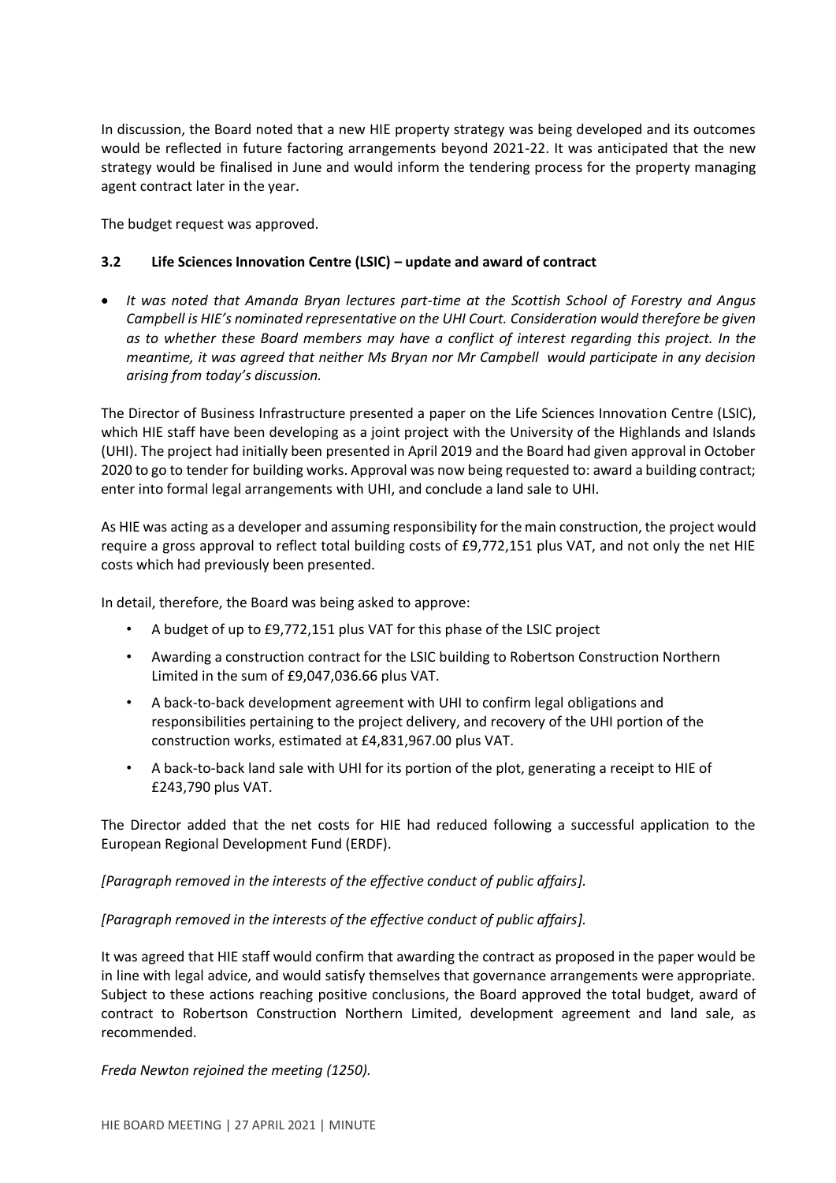In discussion, the Board noted that a new HIE property strategy was being developed and its outcomes would be reflected in future factoring arrangements beyond 2021-22. It was anticipated that the new strategy would be finalised in June and would inform the tendering process for the property managing agent contract later in the year.

The budget request was approved.

### 3.2 Life Sciences Innovation Centre (LSIC) – update and award of contract

- *It was noted that Amanda Bryan lectures part-time at the Scottish School of Forestry and Angus Campbell is HIE's nominated representative on the UHI Court. Consideration would therefore be given as to whether these Board members may have a conflict of interest regarding this project. In the meantime, it was agreed that neither Ms Bryan nor Mr Campbell would participate in any decision arising from today's discussion.*

The Director of Business Infrastructure presented a paper on the Life Sciences Innovation Centre (LSIC), which HIE staff have been developing as a joint project with the University of the Highlands and Islands (UHI). The project had initially been presented in April 2019 and the Board had given approval in October 2020 to go to tender for building works. Approval was now being requested to: award a building contract; enter into formal legal arrangements with UHI, and conclude a land sale to UHI.

As HIE was acting as a developer and assuming responsibility for the main construction, the project would require a gross approval to reflect total building costs of £9,772,151 plus VAT, and not only the net HIE costs which had previously been presented.

In detail, therefore, the Board was being asked to approve:

- A budget of up to £9,772,151 plus VAT for this phase of the LSIC project
- Awarding a construction contract for the LSIC building to Robertson Construction Northern Limited in the sum of £9,047,036.66 plus VAT.
- A back-to-back development agreement with UHI to confirm legal obligations and responsibilities pertaining to the project delivery, and recovery of the UHI portion of the construction works, estimated at £4,831,967.00 plus VAT.
- A back-to-back land sale with UHI for its portion of the plot, generating a receipt to HIE of £243,790 plus VAT.

The Director added that the net costs for HIE had reduced following a successful application to the European Regional Development Fund (ERDF).

*[Paragraph removed in the interests of the effective conduct of public affairs].*

*[Paragraph removed in the interests of the effective conduct of public affairs].*

It was agreed that HIE staff would confirm that awarding the contract as proposed in the paper would be in line with legal advice, and would satisfy themselves that governance arrangements were appropriate. Subject to these actions reaching positive conclusions, the Board approved the total budget, award of contract to Robertson Construction Northern Limited, development agreement and land sale, as recommended.

*Freda Newton rejoined the meeting (1250).*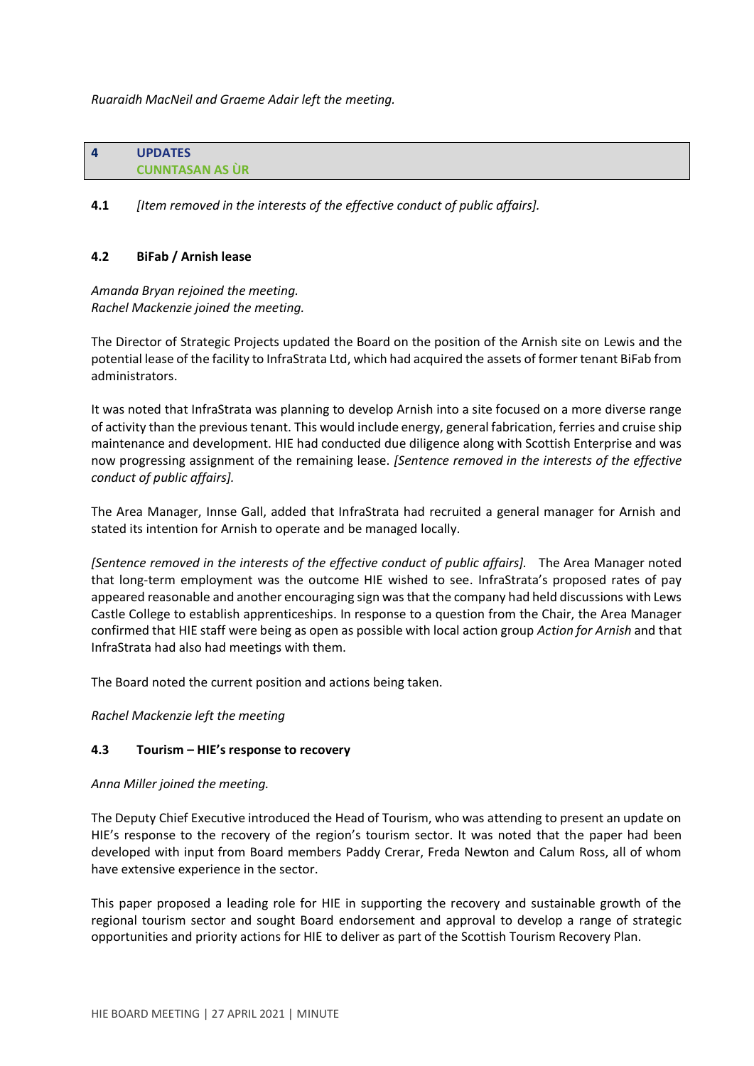*Ruaraidh MacNeil and Graeme Adair left the meeting.*

## 4 UPDATES
## CUNNTASAN AS ÙR

**4.1** *[Item removed in the interests of the effective conduct of public affairs].*

### 4.2 BiFab / Arnish lease

*Amanda Bryan rejoined the meeting.*
*Rachel Mackenzie joined the meeting.*

The Director of Strategic Projects updated the Board on the position of the Arnish site on Lewis and the potential lease of the facility to InfraStrata Ltd, which had acquired the assets of former tenant BiFab from administrators.

It was noted that InfraStrata was planning to develop Arnish into a site focused on a more diverse range of activity than the previous tenant. This would include energy, general fabrication, ferries and cruise ship maintenance and development. HIE had conducted due diligence along with Scottish Enterprise and was now progressing assignment of the remaining lease. *[Sentence removed in the interests of the effective conduct of public affairs].*

The Area Manager, Innse Gall, added that InfraStrata had recruited a general manager for Arnish and stated its intention for Arnish to operate and be managed locally.

*[Sentence removed in the interests of the effective conduct of public affairs].* The Area Manager noted that long-term employment was the outcome HIE wished to see. InfraStrata's proposed rates of pay appeared reasonable and another encouraging sign was that the company had held discussions with Lews Castle College to establish apprenticeships. In response to a question from the Chair, the Area Manager confirmed that HIE staff were being as open as possible with local action group *Action for Arnish* and that InfraStrata had also had meetings with them.

The Board noted the current position and actions being taken.

*Rachel Mackenzie left the meeting*

### 4.3 Tourism – HIE's response to recovery

*Anna Miller joined the meeting.*

The Deputy Chief Executive introduced the Head of Tourism, who was attending to present an update on HIE's response to the recovery of the region's tourism sector. It was noted that the paper had been developed with input from Board members Paddy Crerar, Freda Newton and Calum Ross, all of whom have extensive experience in the sector.

This paper proposed a leading role for HIE in supporting the recovery and sustainable growth of the regional tourism sector and sought Board endorsement and approval to develop a range of strategic opportunities and priority actions for HIE to deliver as part of the Scottish Tourism Recovery Plan.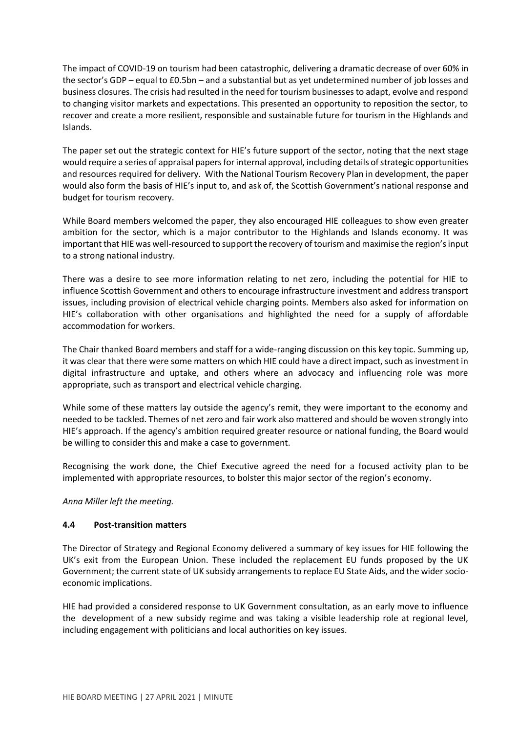The impact of COVID-19 on tourism had been catastrophic, delivering a dramatic decrease of over 60% in the sector's GDP – equal to £0.5bn – and a substantial but as yet undetermined number of job losses and business closures. The crisis had resulted in the need for tourism businesses to adapt, evolve and respond to changing visitor markets and expectations. This presented an opportunity to reposition the sector, to recover and create a more resilient, responsible and sustainable future for tourism in the Highlands and Islands.

The paper set out the strategic context for HIE's future support of the sector, noting that the next stage would require a series of appraisal papers for internal approval, including details of strategic opportunities and resources required for delivery. With the National Tourism Recovery Plan in development, the paper would also form the basis of HIE's input to, and ask of, the Scottish Government's national response and budget for tourism recovery.

While Board members welcomed the paper, they also encouraged HIE colleagues to show even greater ambition for the sector, which is a major contributor to the Highlands and Islands economy. It was important that HIE was well-resourced to support the recovery of tourism and maximise the region's input to a strong national industry.

There was a desire to see more information relating to net zero, including the potential for HIE to influence Scottish Government and others to encourage infrastructure investment and address transport issues, including provision of electrical vehicle charging points. Members also asked for information on HIE's collaboration with other organisations and highlighted the need for a supply of affordable accommodation for workers.

The Chair thanked Board members and staff for a wide-ranging discussion on this key topic. Summing up, it was clear that there were some matters on which HIE could have a direct impact, such as investment in digital infrastructure and uptake, and others where an advocacy and influencing role was more appropriate, such as transport and electrical vehicle charging.

While some of these matters lay outside the agency's remit, they were important to the economy and needed to be tackled. Themes of net zero and fair work also mattered and should be woven strongly into HIE's approach. If the agency's ambition required greater resource or national funding, the Board would be willing to consider this and make a case to government.

Recognising the work done, the Chief Executive agreed the need for a focused activity plan to be implemented with appropriate resources, to bolster this major sector of the region's economy.

*Anna Miller left the meeting.*

### 4.4 Post-transition matters

The Director of Strategy and Regional Economy delivered a summary of key issues for HIE following the UK's exit from the European Union. These included the replacement EU funds proposed by the UK Government; the current state of UK subsidy arrangements to replace EU State Aids, and the wider socio-economic implications.

HIE had provided a considered response to UK Government consultation, as an early move to influence the development of a new subsidy regime and was taking a visible leadership role at regional level, including engagement with politicians and local authorities on key issues.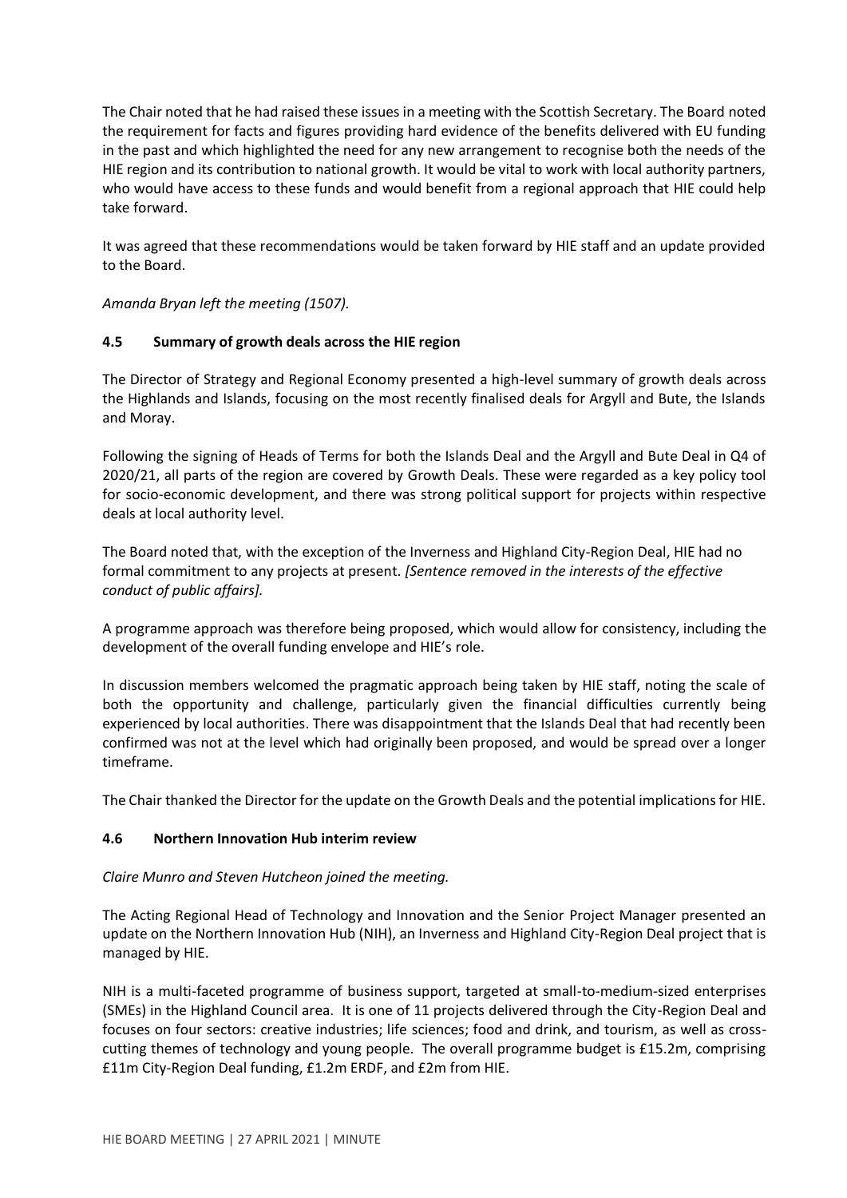The Chair noted that he had raised these issues in a meeting with the Scottish Secretary. The Board noted the requirement for facts and figures providing hard evidence of the benefits delivered with EU funding in the past and which highlighted the need for any new arrangement to recognise both the needs of the HIE region and its contribution to national growth. It would be vital to work with local authority partners, who would have access to these funds and would benefit from a regional approach that HIE could help take forward.

It was agreed that these recommendations would be taken forward by HIE staff and an update provided to the Board.

*Amanda Bryan left the meeting (1507).*

### 4.5 Summary of growth deals across the HIE region

The Director of Strategy and Regional Economy presented a high-level summary of growth deals across the Highlands and Islands, focusing on the most recently finalised deals for Argyll and Bute, the Islands and Moray.

Following the signing of Heads of Terms for both the Islands Deal and the Argyll and Bute Deal in Q4 of 2020/21, all parts of the region are covered by Growth Deals. These were regarded as a key policy tool for socio-economic development, and there was strong political support for projects within respective deals at local authority level.

The Board noted that, with the exception of the Inverness and Highland City-Region Deal, HIE had no formal commitment to any projects at present. *[Sentence removed in the interests of the effective conduct of public affairs].*

A programme approach was therefore being proposed, which would allow for consistency, including the development of the overall funding envelope and HIE's role.

In discussion members welcomed the pragmatic approach being taken by HIE staff, noting the scale of both the opportunity and challenge, particularly given the financial difficulties currently being experienced by local authorities. There was disappointment that the Islands Deal that had recently been confirmed was not at the level which had originally been proposed, and would be spread over a longer timeframe.

The Chair thanked the Director for the update on the Growth Deals and the potential implications for HIE.

### 4.6 Northern Innovation Hub interim review

*Claire Munro and Steven Hutcheon joined the meeting.*

The Acting Regional Head of Technology and Innovation and the Senior Project Manager presented an update on the Northern Innovation Hub (NIH), an Inverness and Highland City-Region Deal project that is managed by HIE.

NIH is a multi-faceted programme of business support, targeted at small-to-medium-sized enterprises (SMEs) in the Highland Council area. It is one of 11 projects delivered through the City-Region Deal and focuses on four sectors: creative industries; life sciences; food and drink, and tourism, as well as cross-cutting themes of technology and young people. The overall programme budget is £15.2m, comprising £11m City-Region Deal funding, £1.2m ERDF, and £2m from HIE.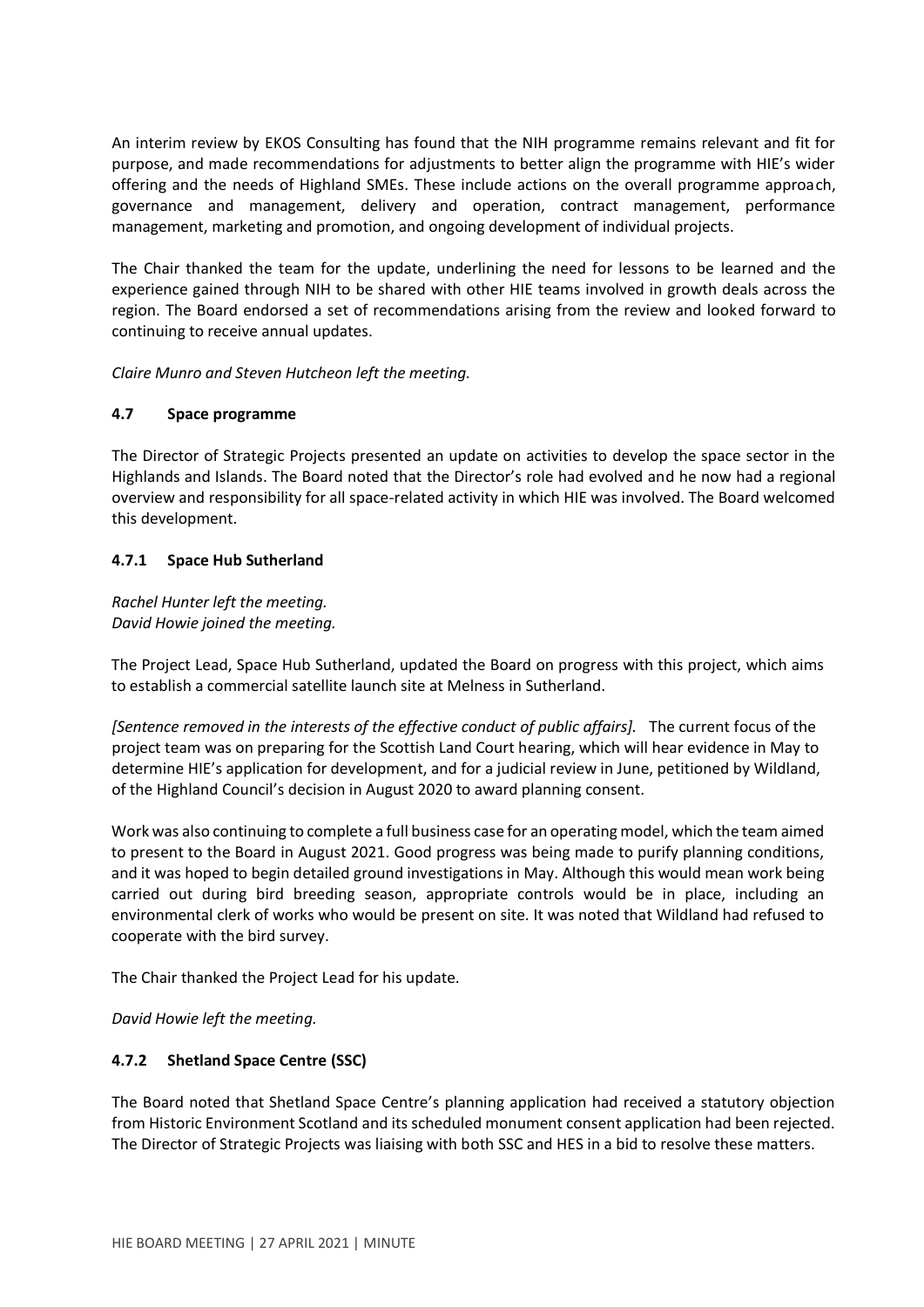An interim review by EKOS Consulting has found that the NIH programme remains relevant and fit for purpose, and made recommendations for adjustments to better align the programme with HIE's wider offering and the needs of Highland SMEs. These include actions on the overall programme approach, governance and management, delivery and operation, contract management, performance management, marketing and promotion, and ongoing development of individual projects.

The Chair thanked the team for the update, underlining the need for lessons to be learned and the experience gained through NIH to be shared with other HIE teams involved in growth deals across the region. The Board endorsed a set of recommendations arising from the review and looked forward to continuing to receive annual updates.

*Claire Munro and Steven Hutcheon left the meeting.*

### 4.7 Space programme

The Director of Strategic Projects presented an update on activities to develop the space sector in the Highlands and Islands. The Board noted that the Director's role had evolved and he now had a regional overview and responsibility for all space-related activity in which HIE was involved. The Board welcomed this development.

#### 4.7.1 Space Hub Sutherland

*Rachel Hunter left the meeting.*
*David Howie joined the meeting.*

The Project Lead, Space Hub Sutherland, updated the Board on progress with this project, which aims to establish a commercial satellite launch site at Melness in Sutherland.

*[Sentence removed in the interests of the effective conduct of public affairs].* The current focus of the project team was on preparing for the Scottish Land Court hearing, which will hear evidence in May to determine HIE's application for development, and for a judicial review in June, petitioned by Wildland, of the Highland Council's decision in August 2020 to award planning consent.

Work was also continuing to complete a full business case for an operating model, which the team aimed to present to the Board in August 2021. Good progress was being made to purify planning conditions, and it was hoped to begin detailed ground investigations in May. Although this would mean work being carried out during bird breeding season, appropriate controls would be in place, including an environmental clerk of works who would be present on site. It was noted that Wildland had refused to cooperate with the bird survey.

The Chair thanked the Project Lead for his update.

*David Howie left the meeting.*

#### 4.7.2 Shetland Space Centre (SSC)

The Board noted that Shetland Space Centre's planning application had received a statutory objection from Historic Environment Scotland and its scheduled monument consent application had been rejected. The Director of Strategic Projects was liaising with both SSC and HES in a bid to resolve these matters.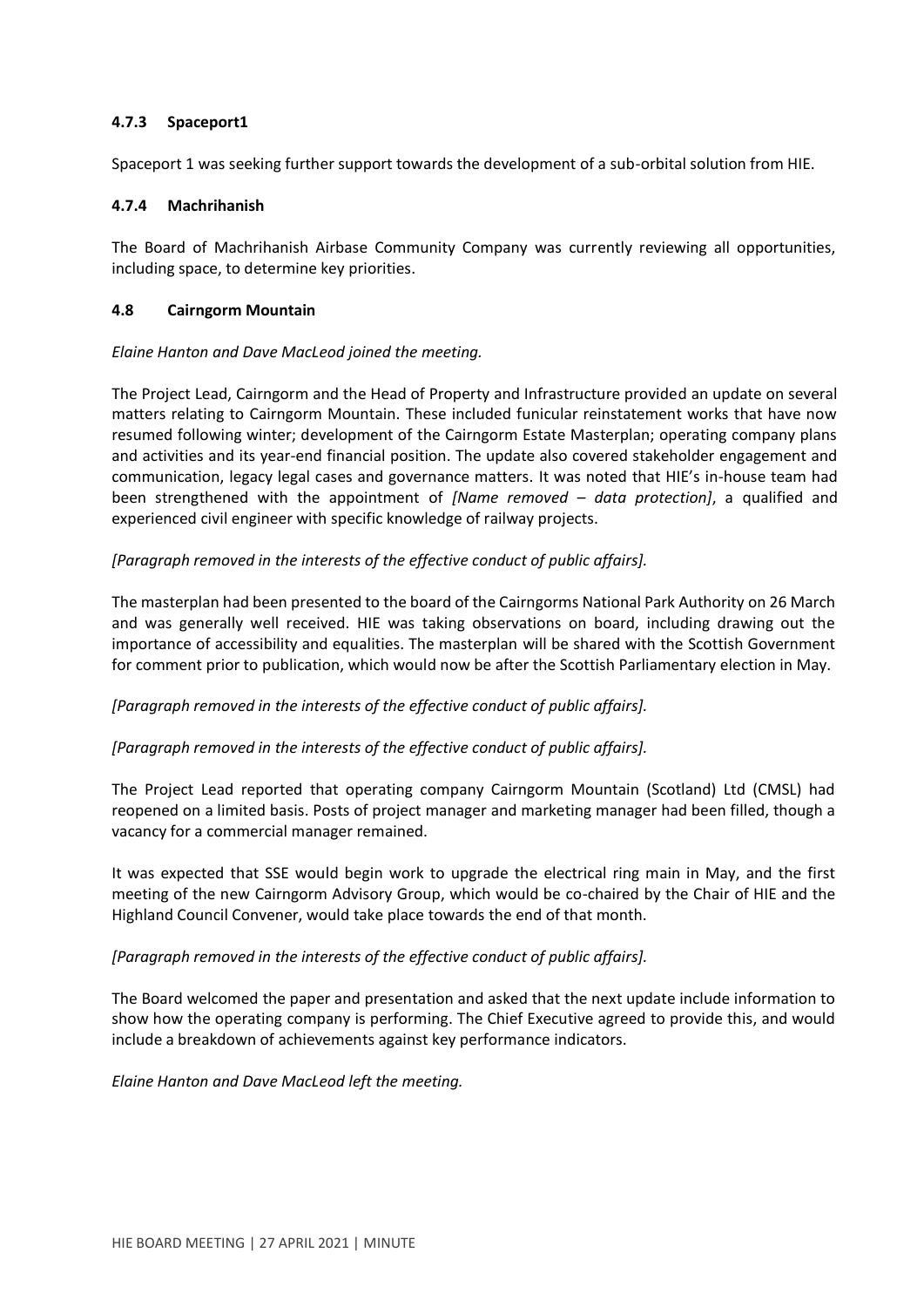#### 4.7.3 Spaceport1

Spaceport 1 was seeking further support towards the development of a sub-orbital solution from HIE.

#### 4.7.4 Machrihanish

The Board of Machrihanish Airbase Community Company was currently reviewing all opportunities, including space, to determine key priorities.

### 4.8 Cairngorm Mountain

*Elaine Hanton and Dave MacLeod joined the meeting.*

The Project Lead, Cairngorm and the Head of Property and Infrastructure provided an update on several matters relating to Cairngorm Mountain. These included funicular reinstatement works that have now resumed following winter; development of the Cairngorm Estate Masterplan; operating company plans and activities and its year-end financial position. The update also covered stakeholder engagement and communication, legacy legal cases and governance matters. It was noted that HIE's in-house team had been strengthened with the appointment of *[Name removed – data protection]*, a qualified and experienced civil engineer with specific knowledge of railway projects.

*[Paragraph removed in the interests of the effective conduct of public affairs].*

The masterplan had been presented to the board of the Cairngorms National Park Authority on 26 March and was generally well received. HIE was taking observations on board, including drawing out the importance of accessibility and equalities. The masterplan will be shared with the Scottish Government for comment prior to publication, which would now be after the Scottish Parliamentary election in May.

*[Paragraph removed in the interests of the effective conduct of public affairs].*

*[Paragraph removed in the interests of the effective conduct of public affairs].*

The Project Lead reported that operating company Cairngorm Mountain (Scotland) Ltd (CMSL) had reopened on a limited basis. Posts of project manager and marketing manager had been filled, though a vacancy for a commercial manager remained.

It was expected that SSE would begin work to upgrade the electrical ring main in May, and the first meeting of the new Cairngorm Advisory Group, which would be co-chaired by the Chair of HIE and the Highland Council Convener, would take place towards the end of that month.

*[Paragraph removed in the interests of the effective conduct of public affairs].*

The Board welcomed the paper and presentation and asked that the next update include information to show how the operating company is performing. The Chief Executive agreed to provide this, and would include a breakdown of achievements against key performance indicators.

*Elaine Hanton and Dave MacLeod left the meeting.*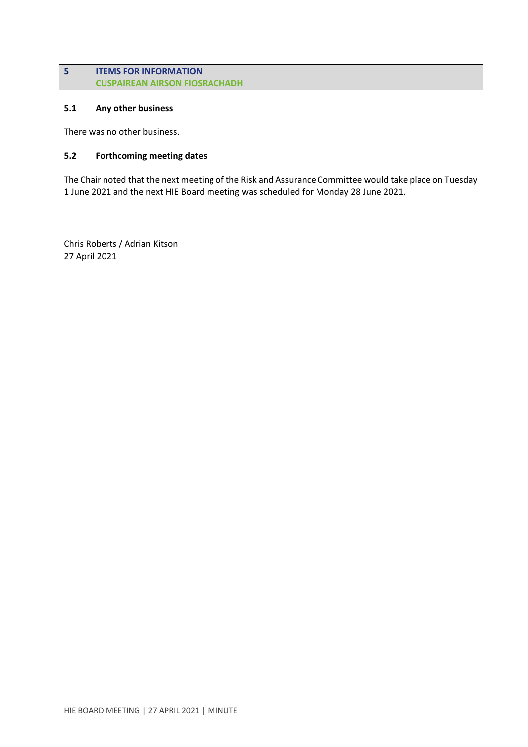## 5 ITEMS FOR INFORMATION
## CUSPAIREAN AIRSON FIOSRACHADH

### 5.1 Any other business

There was no other business.

### 5.2 Forthcoming meeting dates

The Chair noted that the next meeting of the Risk and Assurance Committee would take place on Tuesday 1 June 2021 and the next HIE Board meeting was scheduled for Monday 28 June 2021.

Chris Roberts / Adrian Kitson
27 April 2021